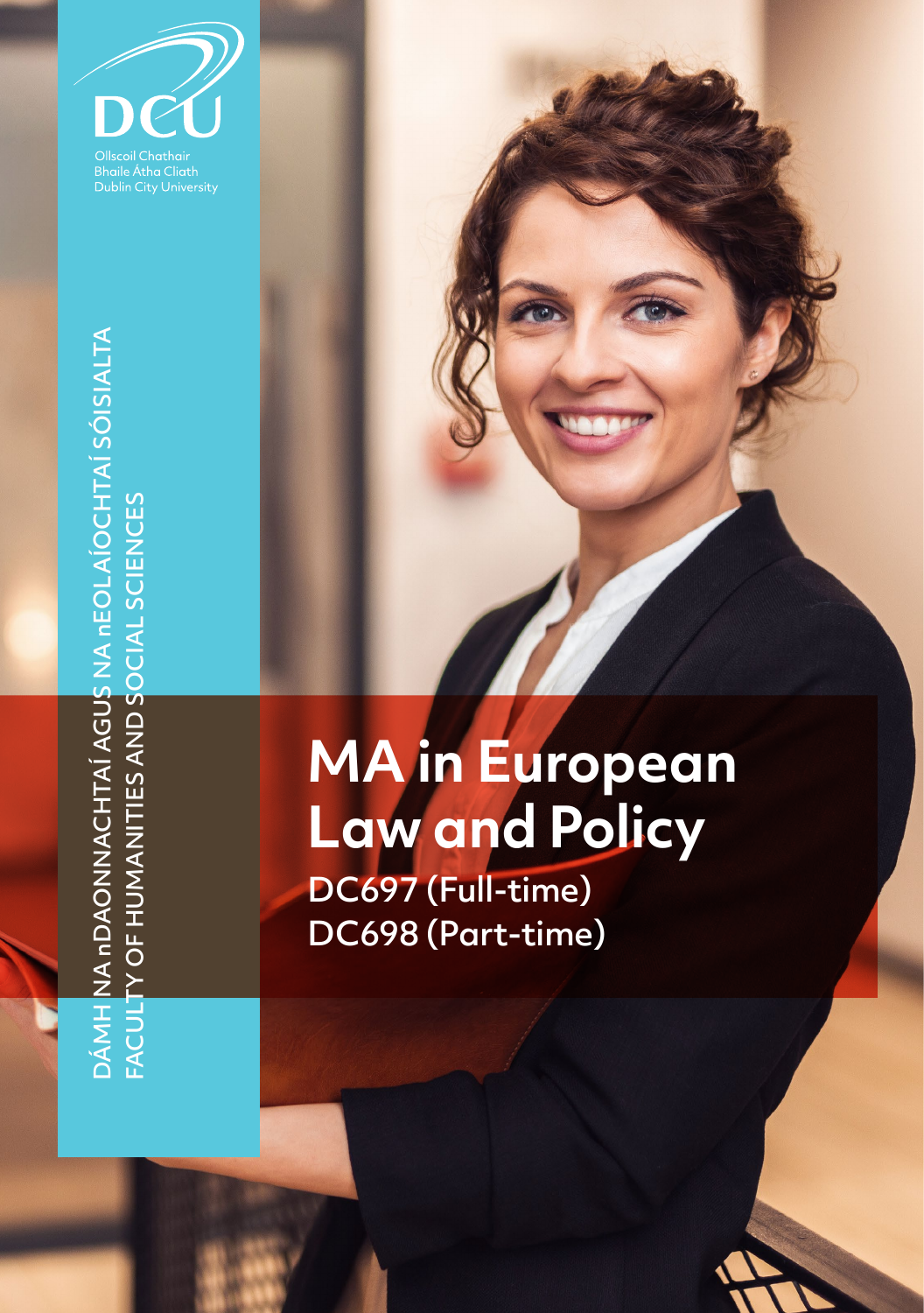DCU

Ollscoil Chathair Bhaile Átha Cliath
Dublin City University

DÁMH NA nDAONNACHTAÍ AGUS NA nEOLAÍOCHTAÍ SÓISIALTA
FACULTY OF HUMANITIES AND SOCIAL SCIENCES

# MA in European Law and Policy

## DC697 (Full-time)
## DC698 (Part-time)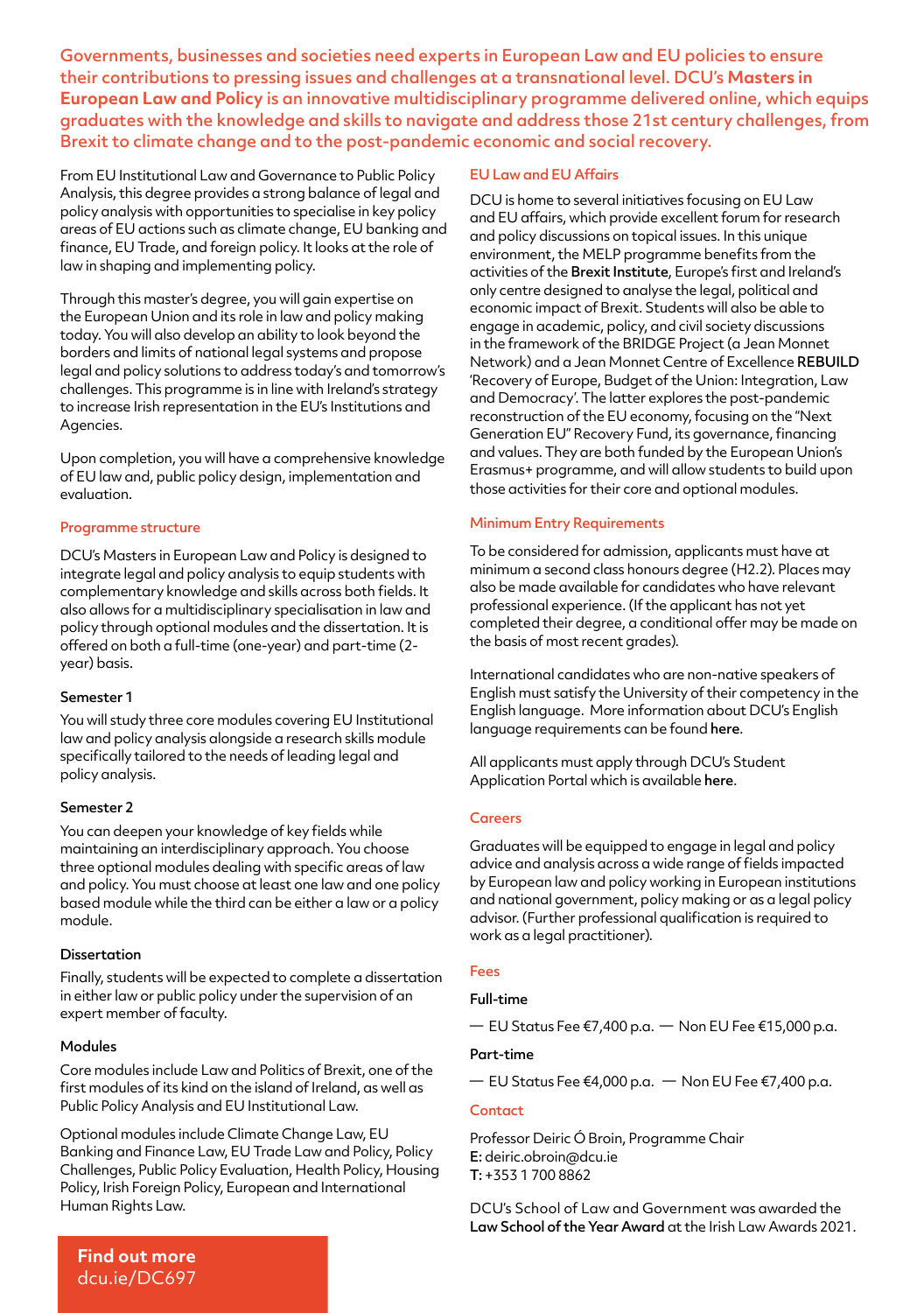**Governments, businesses and societies need experts in European Law and EU policies to ensure their contributions to pressing issues and challenges at a transnational level. DCU's Masters in European Law and Policy is an innovative multidisciplinary programme delivered online, which equips graduates with the knowledge and skills to navigate and address those 21st century challenges, from Brexit to climate change and to the post-pandemic economic and social recovery.**

From EU Institutional Law and Governance to Public Policy Analysis, this degree provides a strong balance of legal and policy analysis with opportunities to specialise in key policy areas of EU actions such as climate change, EU banking and finance, EU Trade, and foreign policy. It looks at the role of law in shaping and implementing policy.

Through this master's degree, you will gain expertise on the European Union and its role in law and policy making today. You will also develop an ability to look beyond the borders and limits of national legal systems and propose legal and policy solutions to address today's and tomorrow's challenges. This programme is in line with Ireland's strategy to increase Irish representation in the EU's Institutions and Agencies.

Upon completion, you will have a comprehensive knowledge of EU law and, public policy design, implementation and evaluation.

## Programme structure

DCU's Masters in European Law and Policy is designed to integrate legal and policy analysis to equip students with complementary knowledge and skills across both fields. It also allows for a multidisciplinary specialisation in law and policy through optional modules and the dissertation. It is offered on both a full-time (one-year) and part-time (2-year) basis.

### Semester 1

You will study three core modules covering EU Institutional law and policy analysis alongside a research skills module specifically tailored to the needs of leading legal and policy analysis.

### Semester 2

You can deepen your knowledge of key fields while maintaining an interdisciplinary approach. You choose three optional modules dealing with specific areas of law and policy. You must choose at least one law and one policy based module while the third can be either a law or a policy module.

### Dissertation

Finally, students will be expected to complete a dissertation in either law or public policy under the supervision of an expert member of faculty.

### Modules

Core modules include Law and Politics of Brexit, one of the first modules of its kind on the island of Ireland, as well as Public Policy Analysis and EU Institutional Law.

Optional modules include Climate Change Law, EU Banking and Finance Law, EU Trade Law and Policy, Policy Challenges, Public Policy Evaluation, Health Policy, Housing Policy, Irish Foreign Policy, European and International Human Rights Law.

**Find out more**
dcu.ie/DC697

## EU Law and EU Affairs

DCU is home to several initiatives focusing on EU Law and EU affairs, which provide excellent forum for research and policy discussions on topical issues. In this unique environment, the MELP programme benefits from the activities of the **Brexit Institute**, Europe's first and Ireland's only centre designed to analyse the legal, political and economic impact of Brexit. Students will also be able to engage in academic, policy, and civil society discussions in the framework of the BRIDGE Project (a Jean Monnet Network) and a Jean Monnet Centre of Excellence **REBUILD** 'Recovery of Europe, Budget of the Union: Integration, Law and Democracy'. The latter explores the post-pandemic reconstruction of the EU economy, focusing on the "Next Generation EU" Recovery Fund, its governance, financing and values. They are both funded by the European Union's Erasmus+ programme, and will allow students to build upon those activities for their core and optional modules.

## Minimum Entry Requirements

To be considered for admission, applicants must have at minimum a second class honours degree (H2.2). Places may also be made available for candidates who have relevant professional experience. (If the applicant has not yet completed their degree, a conditional offer may be made on the basis of most recent grades).

International candidates who are non-native speakers of English must satisfy the University of their competency in the English language. More information about DCU's English language requirements can be found **here**.

All applicants must apply through DCU's Student Application Portal which is available **here**.

## Careers

Graduates will be equipped to engage in legal and policy advice and analysis across a wide range of fields impacted by European law and policy working in European institutions and national government, policy making or as a legal policy advisor. (Further professional qualification is required to work as a legal practitioner).

## Fees

### Full-time

— EU Status Fee €7,400 p.a. — Non EU Fee €15,000 p.a.

### Part-time

— EU Status Fee €4,000 p.a. — Non EU Fee €7,400 p.a.

## Contact

Professor Deiric Ó Broin, Programme Chair
**E:** deiric.obroin@dcu.ie
**T:** +353 1 700 8862

DCU's School of Law and Government was awarded the **Law School of the Year Award** at the Irish Law Awards 2021.